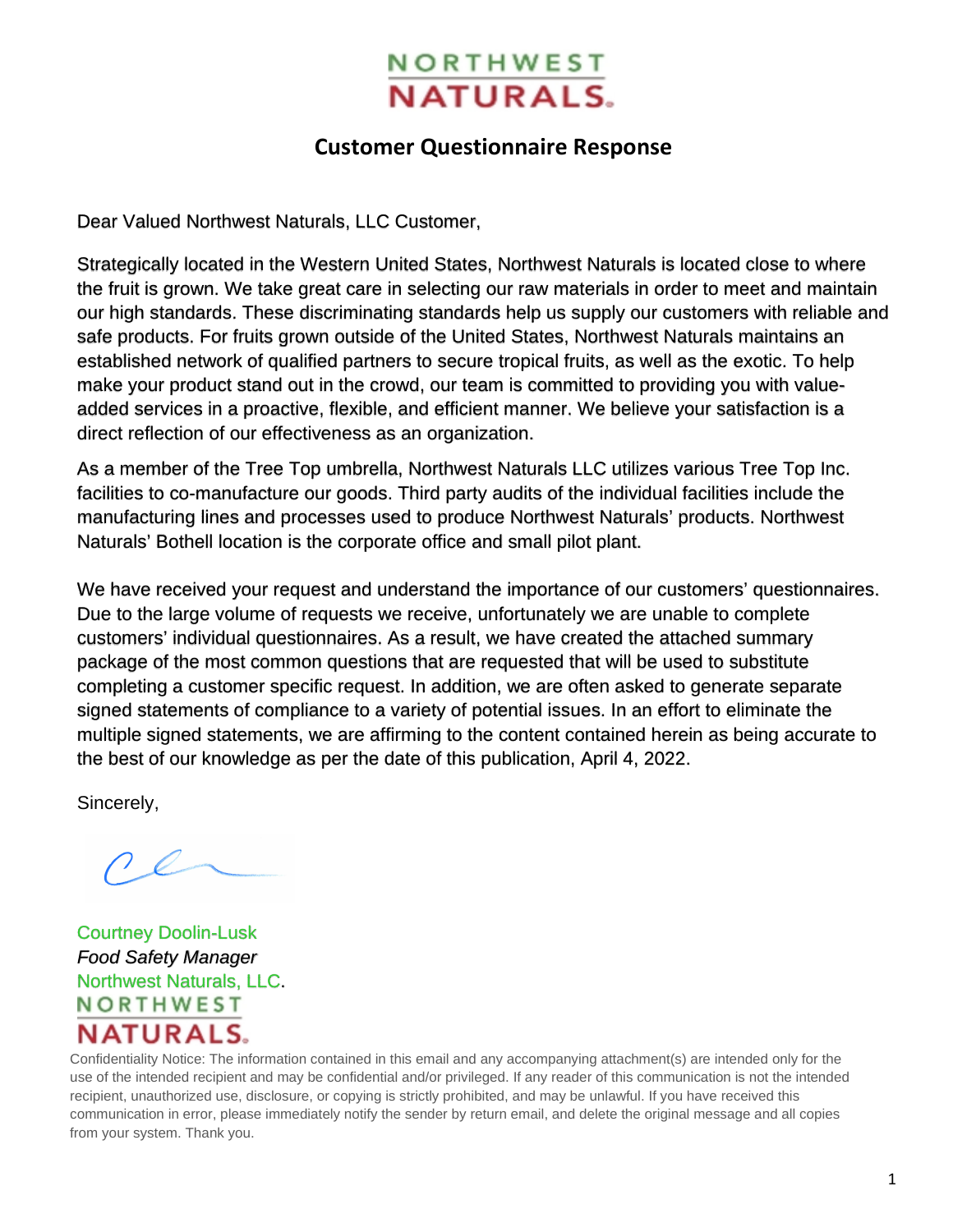NORTHWEST NATURALS.

# Customer Questionnaire Response

Dear Valued Northwest Naturals, LLC Customer,

Strategically located in the Western United States, Northwest Naturals is located close to where the fruit is grown. We take great care in selecting our raw materials in order to meet and maintain our high standards. These discriminating standards help us supply our customers with reliable and safe products. For fruits grown outside of the United States, Northwest Naturals maintains an established network of qualified partners to secure tropical fruits, as well as the exotic. To help make your product stand out in the crowd, our team is committed to providing you with value-added services in a proactive, flexible, and efficient manner. We believe your satisfaction is a direct reflection of our effectiveness as an organization.

As a member of the Tree Top umbrella, Northwest Naturals LLC utilizes various Tree Top Inc. facilities to co-manufacture our goods. Third party audits of the individual facilities include the manufacturing lines and processes used to produce Northwest Naturals' products. Northwest Naturals' Bothell location is the corporate office and small pilot plant.

We have received your request and understand the importance of our customers' questionnaires. Due to the large volume of requests we receive, unfortunately we are unable to complete customers' individual questionnaires. As a result, we have created the attached summary package of the most common questions that are requested that will be used to substitute completing a customer specific request. In addition, we are often asked to generate separate signed statements of compliance to a variety of potential issues. In an effort to eliminate the multiple signed statements, we are affirming to the content contained herein as being accurate to the best of our knowledge as per the date of this publication, April 4, 2022.

Sincerely,

Courtney Doolin-Lusk
*Food Safety Manager*
Northwest Naturals, LLC.
NORTHWEST NATURALS.

Confidentiality Notice: The information contained in this email and any accompanying attachment(s) are intended only for the use of the intended recipient and may be confidential and/or privileged. If any reader of this communication is not the intended recipient, unauthorized use, disclosure, or copying is strictly prohibited, and may be unlawful. If you have received this communication in error, please immediately notify the sender by return email, and delete the original message and all copies from your system. Thank you.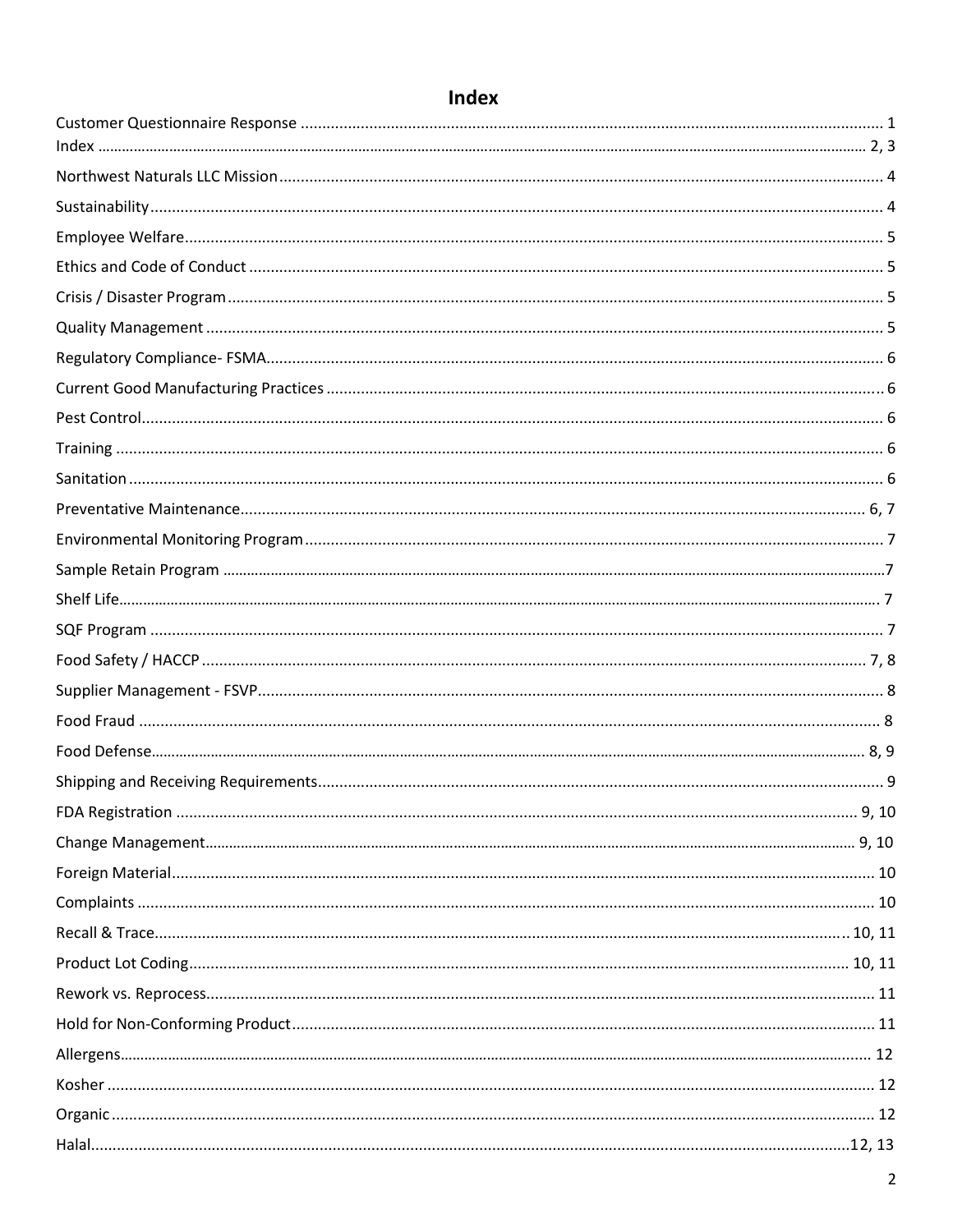# Index

| Section | Page |
| --- | --- |
| Customer Questionnaire Response | 1 |
| Index | 2, 3 |
| Northwest Naturals LLC Mission | 4 |
| Sustainability | 4 |
| Employee Welfare | 5 |
| Ethics and Code of Conduct | 5 |
| Crisis / Disaster Program | 5 |
| Quality Management | 5 |
| Regulatory Compliance- FSMA | 6 |
| Current Good Manufacturing Practices | 6 |
| Pest Control | 6 |
| Training | 6 |
| Sanitation | 6 |
| Preventative Maintenance | 6, 7 |
| Environmental Monitoring Program | 7 |
| Sample Retain Program | 7 |
| Shelf Life | 7 |
| SQF Program | 7 |
| Food Safety / HACCP | 7, 8 |
| Supplier Management - FSVP | 8 |
| Food Fraud | 8 |
| Food Defense | 8, 9 |
| Shipping and Receiving Requirements | 9 |
| FDA Registration | 9, 10 |
| Change Management | 9, 10 |
| Foreign Material | 10 |
| Complaints | 10 |
| Recall & Trace | 10, 11 |
| Product Lot Coding | 10, 11 |
| Rework vs. Reprocess | 11 |
| Hold for Non-Conforming Product | 11 |
| Allergens | 12 |
| Kosher | 12 |
| Organic | 12 |
| Halal | 12, 13 |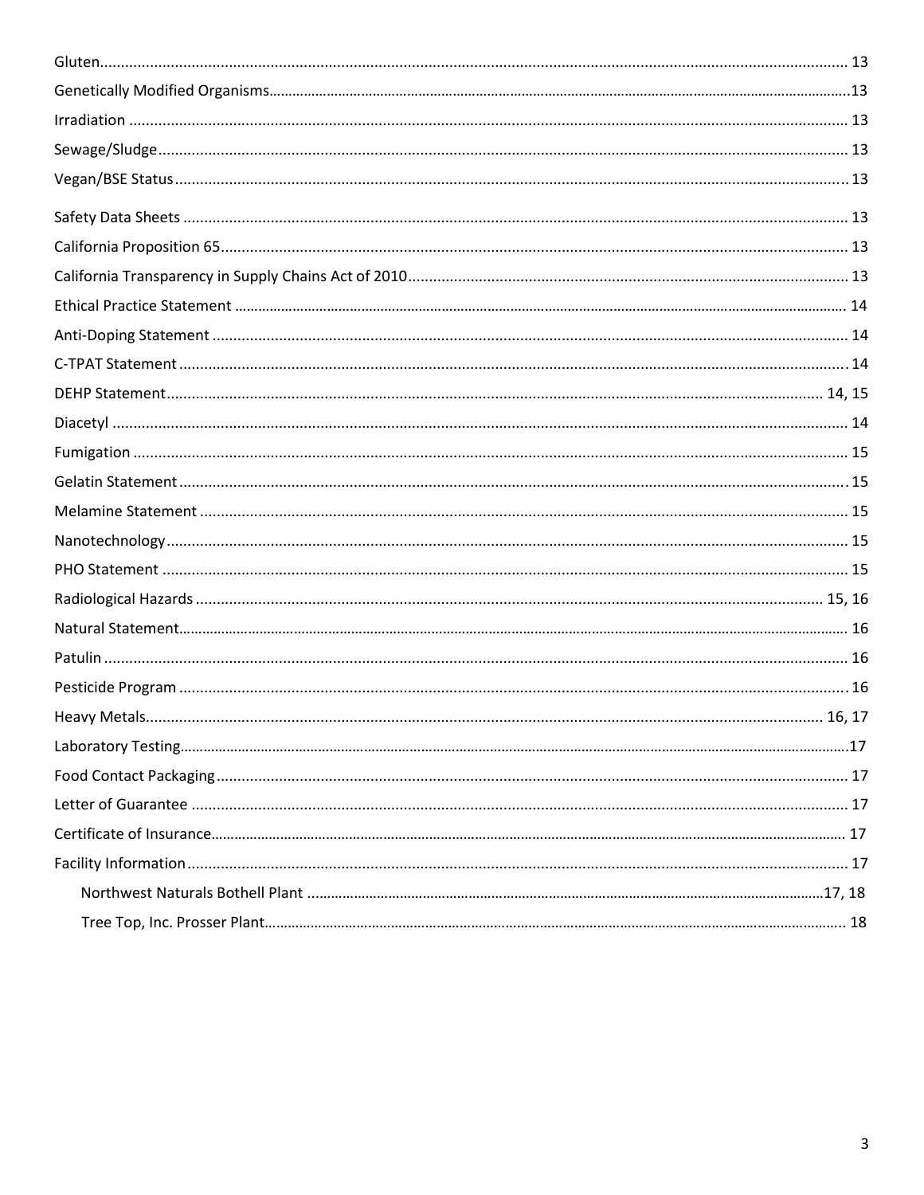Gluten........................................................................................................................................................... 13

Genetically Modified Organisms..........................................................................................................................13

Irradiation ..................................................................................................................................................... 13

Sewage/Sludge................................................................................................................................................ 13

Vegan/BSE Status............................................................................................................................................ 13

Safety Data Sheets .......................................................................................................................................... 13

California Proposition 65.................................................................................................................................. 13

California Transparency in Supply Chains Act of 2010......................................................................................... 13

Ethical Practice Statement ............................................................................................................................... 14

Anti-Doping Statement ................................................................................................................................... 14

C-TPAT Statement ........................................................................................................................................... 14

DEHP Statement........................................................................................................................................ 14, 15

Diacetyl ......................................................................................................................................................... 14

Fumigation ..................................................................................................................................................... 15

Gelatin Statement........................................................................................................................................... 15

Melamine Statement ....................................................................................................................................... 15

Nanotechnology.............................................................................................................................................. 15

PHO Statement ............................................................................................................................................... 15

Radiological Hazards ................................................................................................................................. 15, 16

Natural Statement........................................................................................................................................... 16

Patulin ........................................................................................................................................................... 16

Pesticide Program ........................................................................................................................................... 16

Heavy Metals............................................................................................................................................ 16, 17

Laboratory Testing...........................................................................................................................................17

Food Contact Packaging................................................................................................................................... 17

Letter of Guarantee ........................................................................................................................................ 17

Certificate of Insurance.................................................................................................................................... 17

Facility Information......................................................................................................................................... 17

- Northwest Naturals Bothell Plant ......................................................................................................17, 18
- Tree Top, Inc. Prosser Plant.................................................................................................................... 18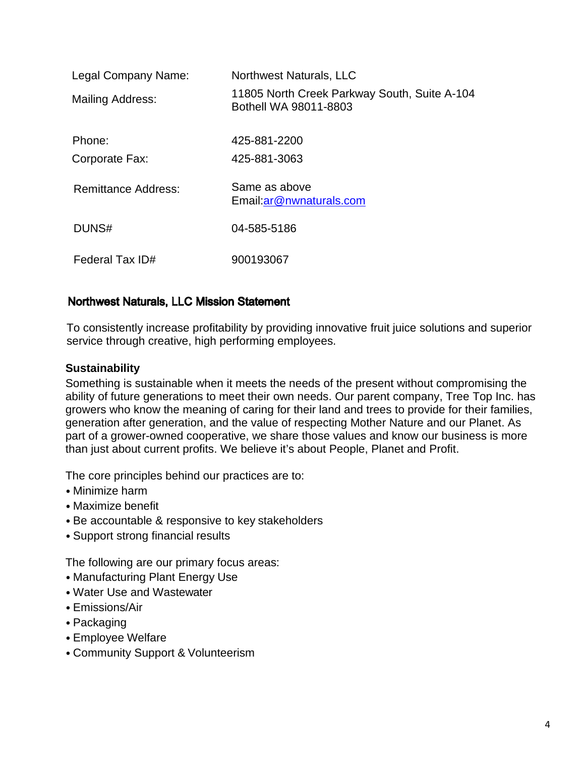| | |
|---|---|
| Legal Company Name: | Northwest Naturals, LLC |
| Mailing Address: | 11805 North Creek Parkway South, Suite A-104<br>Bothell WA 98011-8803 |
| Phone: | 425-881-2200 |
| Corporate Fax: | 425-881-3063 |
| Remittance Address: | Same as above<br>Email:ar@nwnaturals.com |
| DUNS# | 04-585-5186 |
| Federal Tax ID# | 900193067 |

## Northwest Naturals, LLC Mission Statement

To consistently increase profitability by providing innovative fruit juice solutions and superior service through creative, high performing employees.

### Sustainability

Something is sustainable when it meets the needs of the present without compromising the ability of future generations to meet their own needs. Our parent company, Tree Top Inc. has growers who know the meaning of caring for their land and trees to provide for their families, generation after generation, and the value of respecting Mother Nature and our Planet. As part of a grower-owned cooperative, we share those values and know our business is more than just about current profits. We believe it's about People, Planet and Profit.

The core principles behind our practices are to:

- Minimize harm
- Maximize benefit
- Be accountable & responsive to key stakeholders
- Support strong financial results

The following are our primary focus areas:

- Manufacturing Plant Energy Use
- Water Use and Wastewater
- Emissions/Air
- Packaging
- Employee Welfare
- Community Support & Volunteerism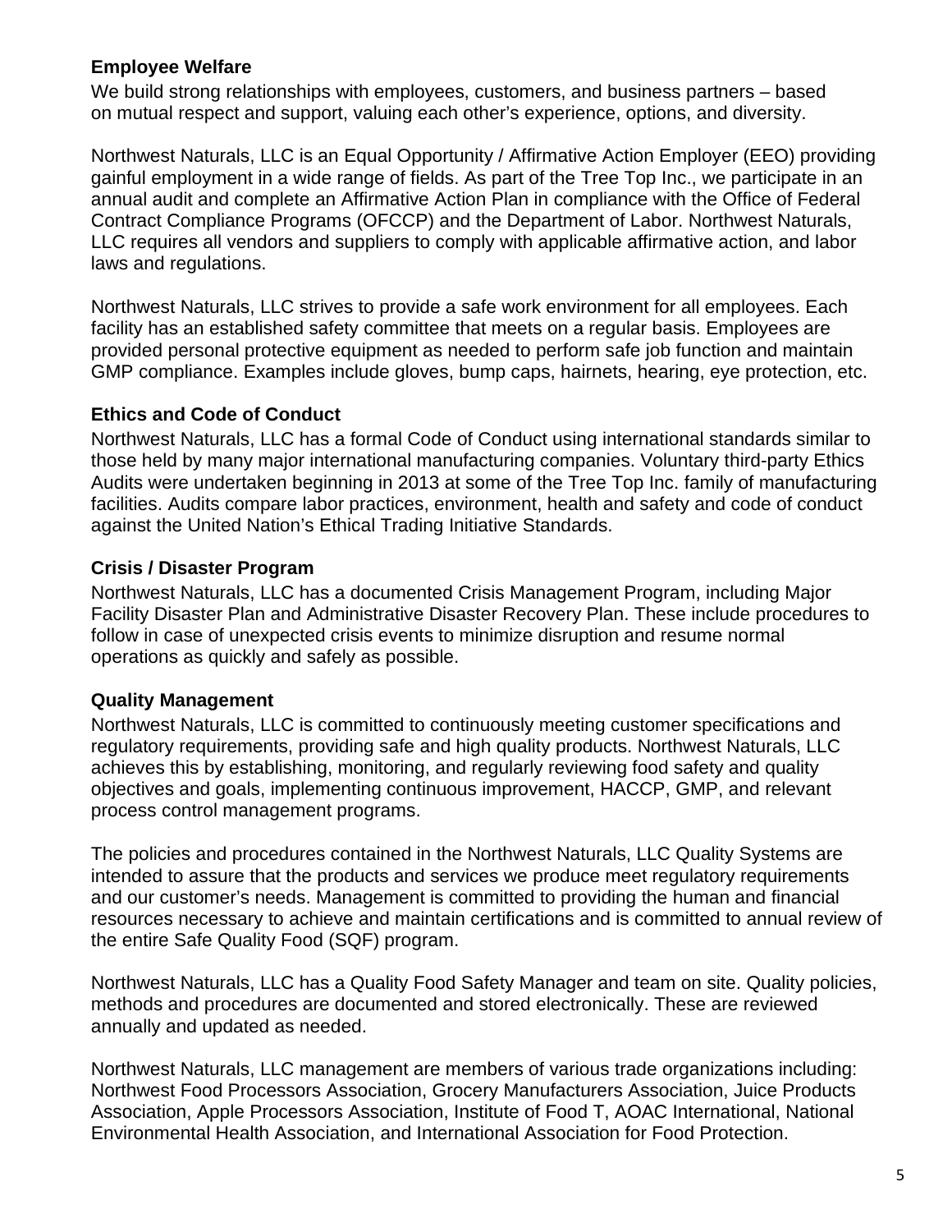## Employee Welfare

We build strong relationships with employees, customers, and business partners – based on mutual respect and support, valuing each other's experience, options, and diversity.

Northwest Naturals, LLC is an Equal Opportunity / Affirmative Action Employer (EEO) providing gainful employment in a wide range of fields. As part of the Tree Top Inc., we participate in an annual audit and complete an Affirmative Action Plan in compliance with the Office of Federal Contract Compliance Programs (OFCCP) and the Department of Labor. Northwest Naturals, LLC requires all vendors and suppliers to comply with applicable affirmative action, and labor laws and regulations.

Northwest Naturals, LLC strives to provide a safe work environment for all employees. Each facility has an established safety committee that meets on a regular basis. Employees are provided personal protective equipment as needed to perform safe job function and maintain GMP compliance. Examples include gloves, bump caps, hairnets, hearing, eye protection, etc.

## Ethics and Code of Conduct

Northwest Naturals, LLC has a formal Code of Conduct using international standards similar to those held by many major international manufacturing companies. Voluntary third-party Ethics Audits were undertaken beginning in 2013 at some of the Tree Top Inc. family of manufacturing facilities. Audits compare labor practices, environment, health and safety and code of conduct against the United Nation's Ethical Trading Initiative Standards.

## Crisis / Disaster Program

Northwest Naturals, LLC has a documented Crisis Management Program, including Major Facility Disaster Plan and Administrative Disaster Recovery Plan. These include procedures to follow in case of unexpected crisis events to minimize disruption and resume normal operations as quickly and safely as possible.

## Quality Management

Northwest Naturals, LLC is committed to continuously meeting customer specifications and regulatory requirements, providing safe and high quality products. Northwest Naturals, LLC achieves this by establishing, monitoring, and regularly reviewing food safety and quality objectives and goals, implementing continuous improvement, HACCP, GMP, and relevant process control management programs.

The policies and procedures contained in the Northwest Naturals, LLC Quality Systems are intended to assure that the products and services we produce meet regulatory requirements and our customer's needs. Management is committed to providing the human and financial resources necessary to achieve and maintain certifications and is committed to annual review of the entire Safe Quality Food (SQF) program.

Northwest Naturals, LLC has a Quality Food Safety Manager and team on site. Quality policies, methods and procedures are documented and stored electronically. These are reviewed annually and updated as needed.

Northwest Naturals, LLC management are members of various trade organizations including: Northwest Food Processors Association, Grocery Manufacturers Association, Juice Products Association, Apple Processors Association, Institute of Food T, AOAC International, National Environmental Health Association, and International Association for Food Protection.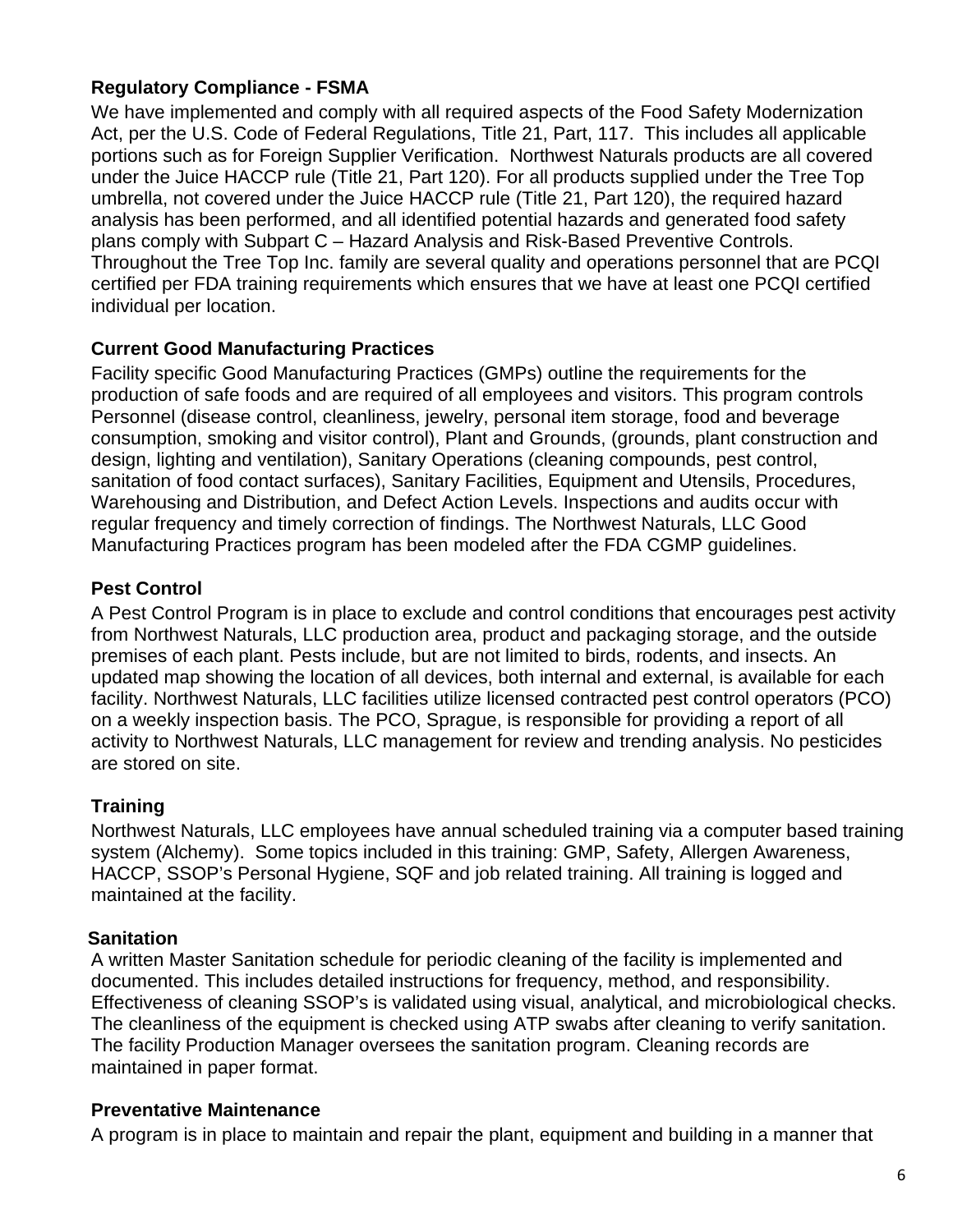### Regulatory Compliance - FSMA

We have implemented and comply with all required aspects of the Food Safety Modernization Act, per the U.S. Code of Federal Regulations, Title 21, Part, 117. This includes all applicable portions such as for Foreign Supplier Verification. Northwest Naturals products are all covered under the Juice HACCP rule (Title 21, Part 120). For all products supplied under the Tree Top umbrella, not covered under the Juice HACCP rule (Title 21, Part 120), the required hazard analysis has been performed, and all identified potential hazards and generated food safety plans comply with Subpart C – Hazard Analysis and Risk-Based Preventive Controls. Throughout the Tree Top Inc. family are several quality and operations personnel that are PCQI certified per FDA training requirements which ensures that we have at least one PCQI certified individual per location.

### Current Good Manufacturing Practices

Facility specific Good Manufacturing Practices (GMPs) outline the requirements for the production of safe foods and are required of all employees and visitors. This program controls Personnel (disease control, cleanliness, jewelry, personal item storage, food and beverage consumption, smoking and visitor control), Plant and Grounds, (grounds, plant construction and design, lighting and ventilation), Sanitary Operations (cleaning compounds, pest control, sanitation of food contact surfaces), Sanitary Facilities, Equipment and Utensils, Procedures, Warehousing and Distribution, and Defect Action Levels. Inspections and audits occur with regular frequency and timely correction of findings. The Northwest Naturals, LLC Good Manufacturing Practices program has been modeled after the FDA CGMP guidelines.

### Pest Control

A Pest Control Program is in place to exclude and control conditions that encourages pest activity from Northwest Naturals, LLC production area, product and packaging storage, and the outside premises of each plant. Pests include, but are not limited to birds, rodents, and insects. An updated map showing the location of all devices, both internal and external, is available for each facility. Northwest Naturals, LLC facilities utilize licensed contracted pest control operators (PCO) on a weekly inspection basis. The PCO, Sprague, is responsible for providing a report of all activity to Northwest Naturals, LLC management for review and trending analysis. No pesticides are stored on site.

### Training

Northwest Naturals, LLC employees have annual scheduled training via a computer based training system (Alchemy). Some topics included in this training: GMP, Safety, Allergen Awareness, HACCP, SSOP's Personal Hygiene, SQF and job related training. All training is logged and maintained at the facility.

### Sanitation

A written Master Sanitation schedule for periodic cleaning of the facility is implemented and documented. This includes detailed instructions for frequency, method, and responsibility. Effectiveness of cleaning SSOP's is validated using visual, analytical, and microbiological checks. The cleanliness of the equipment is checked using ATP swabs after cleaning to verify sanitation. The facility Production Manager oversees the sanitation program. Cleaning records are maintained in paper format.

### Preventative Maintenance

A program is in place to maintain and repair the plant, equipment and building in a manner that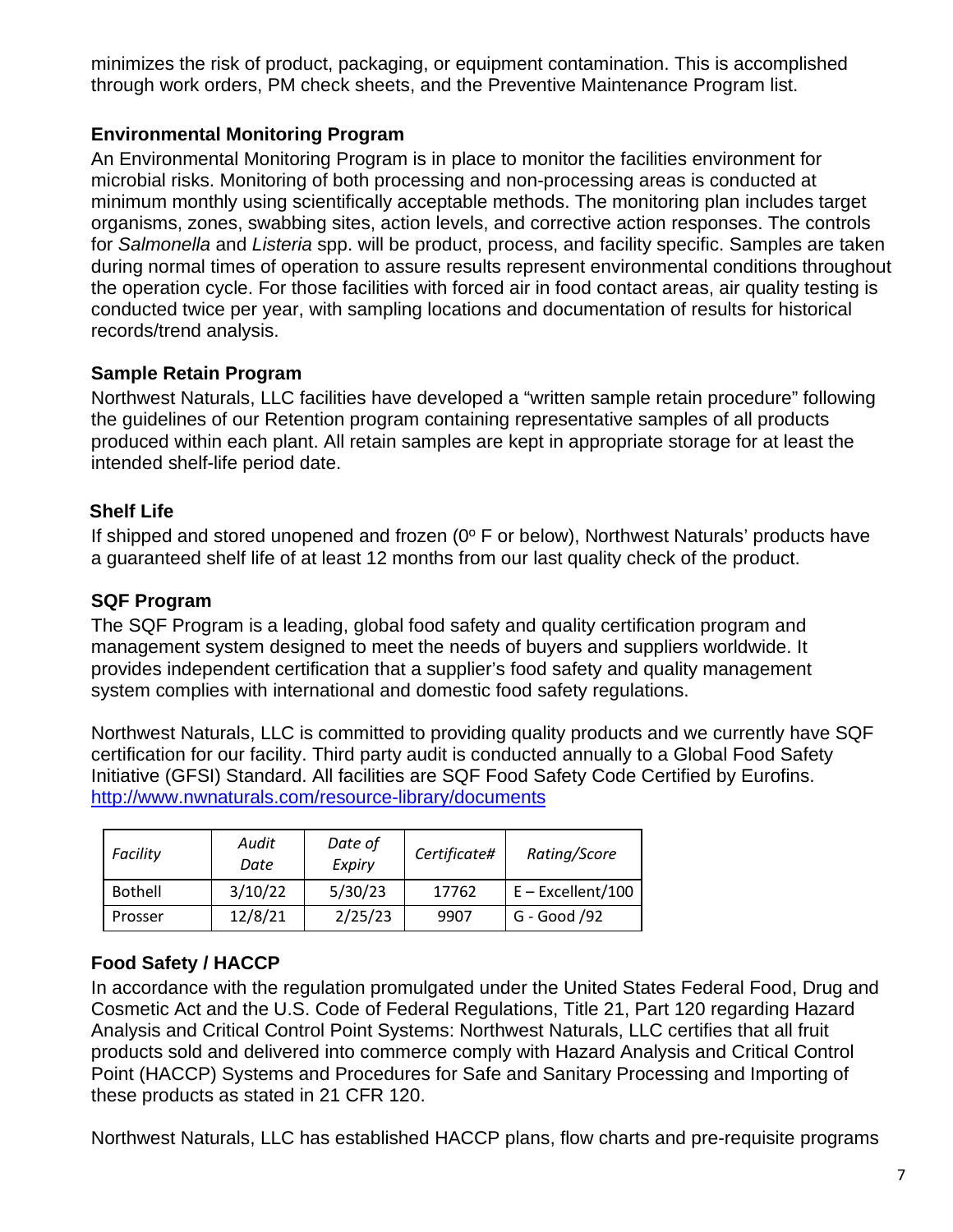minimizes the risk of product, packaging, or equipment contamination. This is accomplished through work orders, PM check sheets, and the Preventive Maintenance Program list.

### Environmental Monitoring Program

An Environmental Monitoring Program is in place to monitor the facilities environment for microbial risks. Monitoring of both processing and non-processing areas is conducted at minimum monthly using scientifically acceptable methods. The monitoring plan includes target organisms, zones, swabbing sites, action levels, and corrective action responses. The controls for *Salmonella* and *Listeria* spp. will be product, process, and facility specific. Samples are taken during normal times of operation to assure results represent environmental conditions throughout the operation cycle. For those facilities with forced air in food contact areas, air quality testing is conducted twice per year, with sampling locations and documentation of results for historical records/trend analysis.

### Sample Retain Program

Northwest Naturals, LLC facilities have developed a "written sample retain procedure" following the guidelines of our Retention program containing representative samples of all products produced within each plant. All retain samples are kept in appropriate storage for at least the intended shelf-life period date.

### Shelf Life

If shipped and stored unopened and frozen (0º F or below), Northwest Naturals' products have a guaranteed shelf life of at least 12 months from our last quality check of the product.

### SQF Program

The SQF Program is a leading, global food safety and quality certification program and management system designed to meet the needs of buyers and suppliers worldwide. It provides independent certification that a supplier's food safety and quality management system complies with international and domestic food safety regulations.

Northwest Naturals, LLC is committed to providing quality products and we currently have SQF certification for our facility. Third party audit is conducted annually to a Global Food Safety Initiative (GFSI) Standard. All facilities are SQF Food Safety Code Certified by Eurofins. http://www.nwnaturals.com/resource-library/documents

| *Facility* | *Audit Date* | *Date of Expiry* | *Certificate#* | *Rating/Score* |
|---|---|---|---|---|
| Bothell | 3/10/22 | 5/30/23 | 17762 | E – Excellent/100 |
| Prosser | 12/8/21 | 2/25/23 | 9907 | G - Good /92 |

### Food Safety / HACCP

In accordance with the regulation promulgated under the United States Federal Food, Drug and Cosmetic Act and the U.S. Code of Federal Regulations, Title 21, Part 120 regarding Hazard Analysis and Critical Control Point Systems: Northwest Naturals, LLC certifies that all fruit products sold and delivered into commerce comply with Hazard Analysis and Critical Control Point (HACCP) Systems and Procedures for Safe and Sanitary Processing and Importing of these products as stated in 21 CFR 120.

Northwest Naturals, LLC has established HACCP plans, flow charts and pre-requisite programs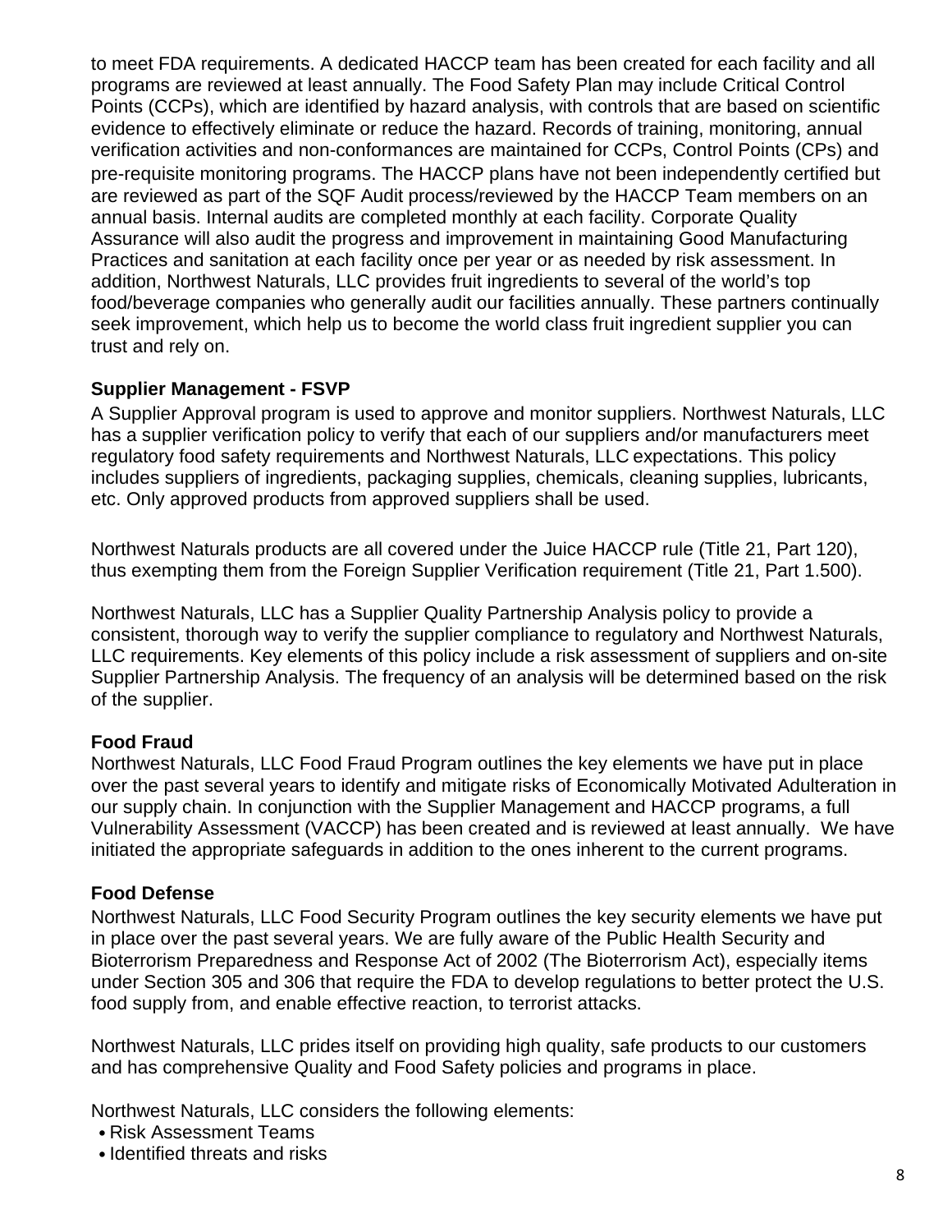to meet FDA requirements. A dedicated HACCP team has been created for each facility and all programs are reviewed at least annually. The Food Safety Plan may include Critical Control Points (CCPs), which are identified by hazard analysis, with controls that are based on scientific evidence to effectively eliminate or reduce the hazard. Records of training, monitoring, annual verification activities and non-conformances are maintained for CCPs, Control Points (CPs) and pre-requisite monitoring programs. The HACCP plans have not been independently certified but are reviewed as part of the SQF Audit process/reviewed by the HACCP Team members on an annual basis. Internal audits are completed monthly at each facility. Corporate Quality Assurance will also audit the progress and improvement in maintaining Good Manufacturing Practices and sanitation at each facility once per year or as needed by risk assessment. In addition, Northwest Naturals, LLC provides fruit ingredients to several of the world's top food/beverage companies who generally audit our facilities annually. These partners continually seek improvement, which help us to become the world class fruit ingredient supplier you can trust and rely on.

### Supplier Management - FSVP

A Supplier Approval program is used to approve and monitor suppliers. Northwest Naturals, LLC has a supplier verification policy to verify that each of our suppliers and/or manufacturers meet regulatory food safety requirements and Northwest Naturals, LLC expectations. This policy includes suppliers of ingredients, packaging supplies, chemicals, cleaning supplies, lubricants, etc. Only approved products from approved suppliers shall be used.

Northwest Naturals products are all covered under the Juice HACCP rule (Title 21, Part 120), thus exempting them from the Foreign Supplier Verification requirement (Title 21, Part 1.500).

Northwest Naturals, LLC has a Supplier Quality Partnership Analysis policy to provide a consistent, thorough way to verify the supplier compliance to regulatory and Northwest Naturals, LLC requirements. Key elements of this policy include a risk assessment of suppliers and on-site Supplier Partnership Analysis. The frequency of an analysis will be determined based on the risk of the supplier.

### Food Fraud

Northwest Naturals, LLC Food Fraud Program outlines the key elements we have put in place over the past several years to identify and mitigate risks of Economically Motivated Adulteration in our supply chain. In conjunction with the Supplier Management and HACCP programs, a full Vulnerability Assessment (VACCP) has been created and is reviewed at least annually. We have initiated the appropriate safeguards in addition to the ones inherent to the current programs.

### Food Defense

Northwest Naturals, LLC Food Security Program outlines the key security elements we have put in place over the past several years. We are fully aware of the Public Health Security and Bioterrorism Preparedness and Response Act of 2002 (The Bioterrorism Act), especially items under Section 305 and 306 that require the FDA to develop regulations to better protect the U.S. food supply from, and enable effective reaction, to terrorist attacks.

Northwest Naturals, LLC prides itself on providing high quality, safe products to our customers and has comprehensive Quality and Food Safety policies and programs in place.

Northwest Naturals, LLC considers the following elements:

- Risk Assessment Teams
- Identified threats and risks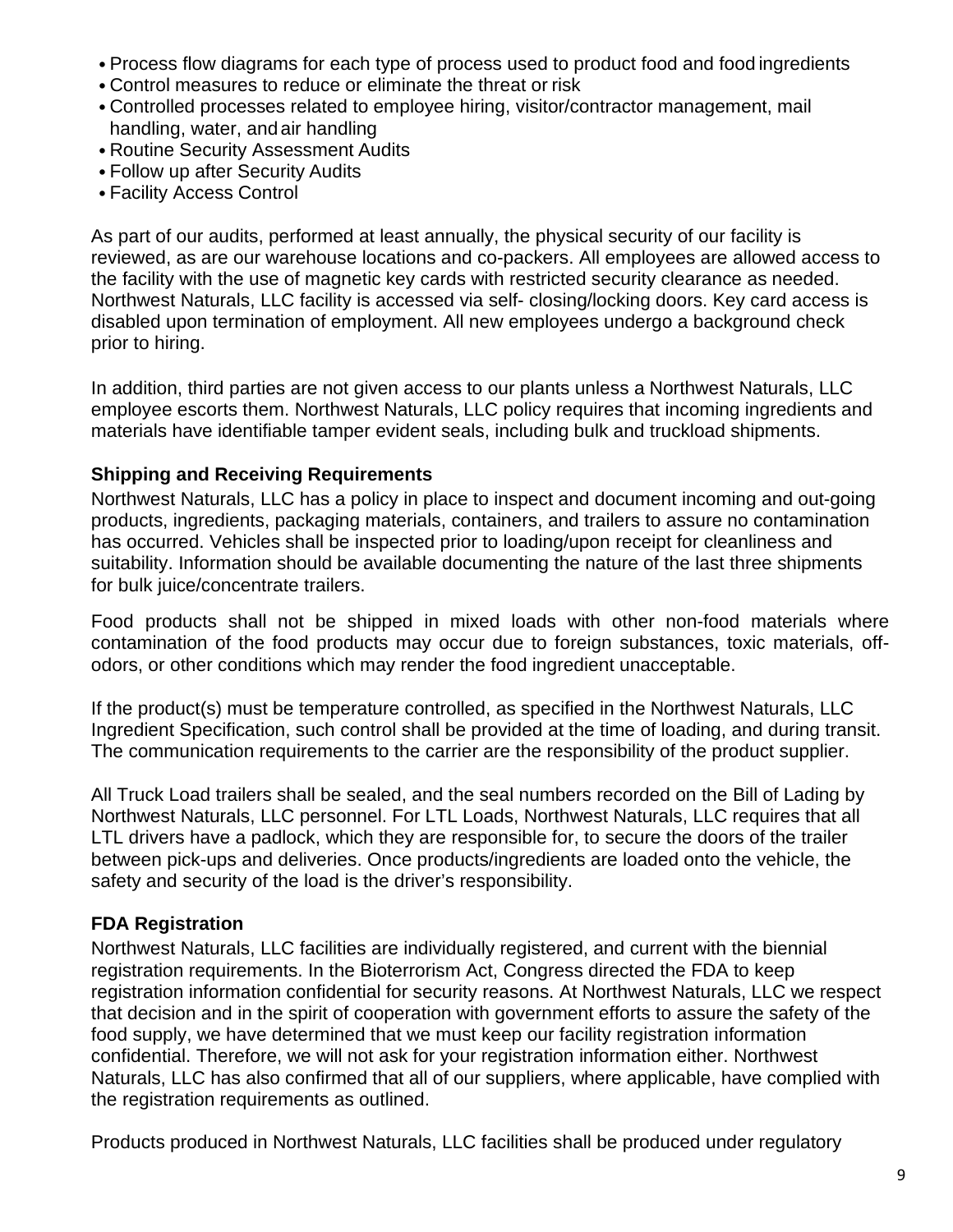- Process flow diagrams for each type of process used to product food and food ingredients
- Control measures to reduce or eliminate the threat or risk
- Controlled processes related to employee hiring, visitor/contractor management, mail handling, water, and air handling
- Routine Security Assessment Audits
- Follow up after Security Audits
- Facility Access Control

As part of our audits, performed at least annually, the physical security of our facility is reviewed, as are our warehouse locations and co-packers. All employees are allowed access to the facility with the use of magnetic key cards with restricted security clearance as needed. Northwest Naturals, LLC facility is accessed via self- closing/locking doors. Key card access is disabled upon termination of employment. All new employees undergo a background check prior to hiring.

In addition, third parties are not given access to our plants unless a Northwest Naturals, LLC employee escorts them. Northwest Naturals, LLC policy requires that incoming ingredients and materials have identifiable tamper evident seals, including bulk and truckload shipments.

### Shipping and Receiving Requirements

Northwest Naturals, LLC has a policy in place to inspect and document incoming and out-going products, ingredients, packaging materials, containers, and trailers to assure no contamination has occurred. Vehicles shall be inspected prior to loading/upon receipt for cleanliness and suitability. Information should be available documenting the nature of the last three shipments for bulk juice/concentrate trailers.

Food products shall not be shipped in mixed loads with other non-food materials where contamination of the food products may occur due to foreign substances, toxic materials, off-odors, or other conditions which may render the food ingredient unacceptable.

If the product(s) must be temperature controlled, as specified in the Northwest Naturals, LLC Ingredient Specification, such control shall be provided at the time of loading, and during transit. The communication requirements to the carrier are the responsibility of the product supplier.

All Truck Load trailers shall be sealed, and the seal numbers recorded on the Bill of Lading by Northwest Naturals, LLC personnel. For LTL Loads, Northwest Naturals, LLC requires that all LTL drivers have a padlock, which they are responsible for, to secure the doors of the trailer between pick-ups and deliveries. Once products/ingredients are loaded onto the vehicle, the safety and security of the load is the driver's responsibility.

### FDA Registration

Northwest Naturals, LLC facilities are individually registered, and current with the biennial registration requirements. In the Bioterrorism Act, Congress directed the FDA to keep registration information confidential for security reasons. At Northwest Naturals, LLC we respect that decision and in the spirit of cooperation with government efforts to assure the safety of the food supply, we have determined that we must keep our facility registration information confidential. Therefore, we will not ask for your registration information either. Northwest Naturals, LLC has also confirmed that all of our suppliers, where applicable, have complied with the registration requirements as outlined.

Products produced in Northwest Naturals, LLC facilities shall be produced under regulatory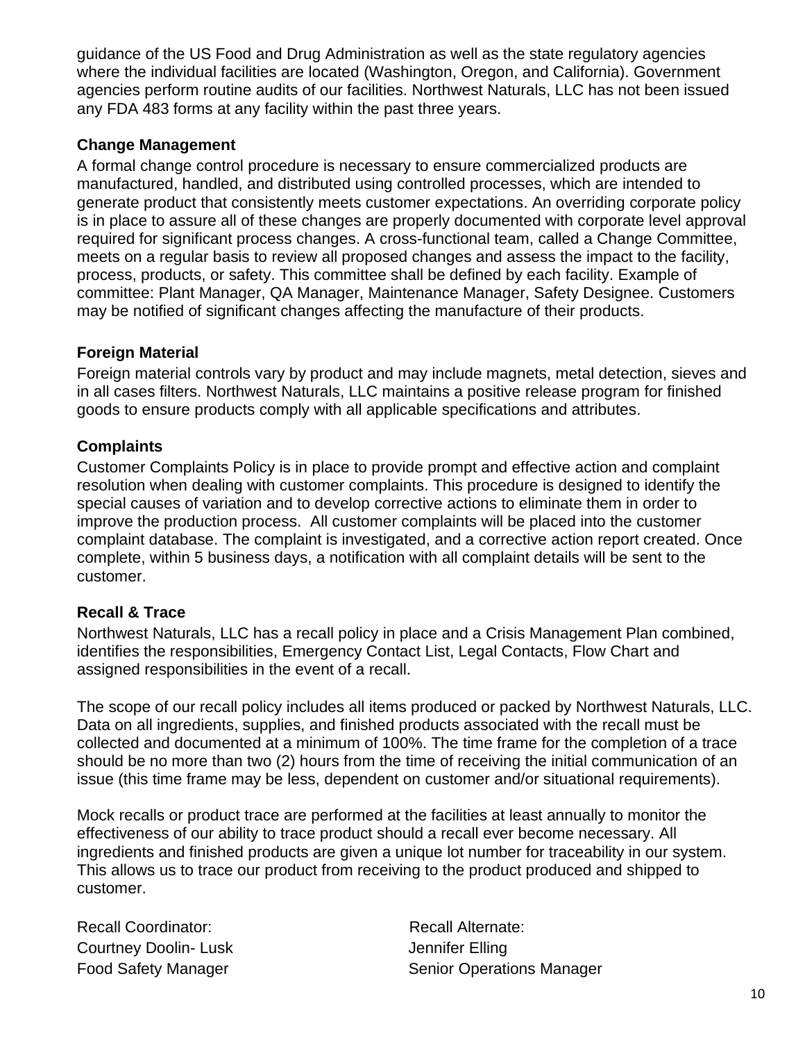guidance of the US Food and Drug Administration as well as the state regulatory agencies where the individual facilities are located (Washington, Oregon, and California). Government agencies perform routine audits of our facilities. Northwest Naturals, LLC has not been issued any FDA 483 forms at any facility within the past three years.

### Change Management

A formal change control procedure is necessary to ensure commercialized products are manufactured, handled, and distributed using controlled processes, which are intended to generate product that consistently meets customer expectations. An overriding corporate policy is in place to assure all of these changes are properly documented with corporate level approval required for significant process changes. A cross-functional team, called a Change Committee, meets on a regular basis to review all proposed changes and assess the impact to the facility, process, products, or safety. This committee shall be defined by each facility. Example of committee: Plant Manager, QA Manager, Maintenance Manager, Safety Designee. Customers may be notified of significant changes affecting the manufacture of their products.

### Foreign Material

Foreign material controls vary by product and may include magnets, metal detection, sieves and in all cases filters. Northwest Naturals, LLC maintains a positive release program for finished goods to ensure products comply with all applicable specifications and attributes.

### Complaints

Customer Complaints Policy is in place to provide prompt and effective action and complaint resolution when dealing with customer complaints. This procedure is designed to identify the special causes of variation and to develop corrective actions to eliminate them in order to improve the production process. All customer complaints will be placed into the customer complaint database. The complaint is investigated, and a corrective action report created. Once complete, within 5 business days, a notification with all complaint details will be sent to the customer.

### Recall & Trace

Northwest Naturals, LLC has a recall policy in place and a Crisis Management Plan combined, identifies the responsibilities, Emergency Contact List, Legal Contacts, Flow Chart and assigned responsibilities in the event of a recall.

The scope of our recall policy includes all items produced or packed by Northwest Naturals, LLC. Data on all ingredients, supplies, and finished products associated with the recall must be collected and documented at a minimum of 100%. The time frame for the completion of a trace should be no more than two (2) hours from the time of receiving the initial communication of an issue (this time frame may be less, dependent on customer and/or situational requirements).

Mock recalls or product trace are performed at the facilities at least annually to monitor the effectiveness of our ability to trace product should a recall ever become necessary. All ingredients and finished products are given a unique lot number for traceability in our system. This allows us to trace our product from receiving to the product produced and shipped to customer.

| Recall Coordinator: | Recall Alternate: |
| --- | --- |
| Courtney Doolin- Lusk | Jennifer Elling |
| Food Safety Manager | Senior Operations Manager |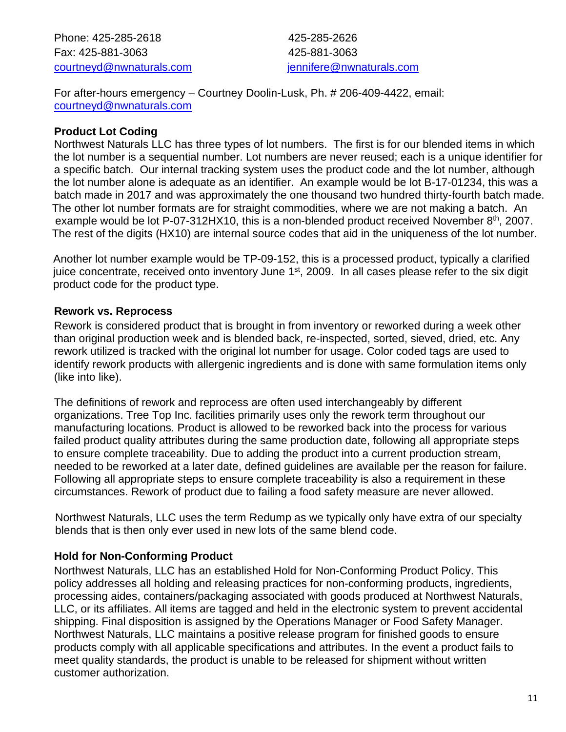| Phone: 425-285-2618 | 425-285-2626 |
|---|---|
| Fax: 425-881-3063 | 425-881-3063 |
| courtneyd@nwnaturals.com | jennifere@nwnaturals.com |

For after-hours emergency – Courtney Doolin-Lusk, Ph. # 206-409-4422, email: courtneyd@nwnaturals.com

**Product Lot Coding**

Northwest Naturals LLC has three types of lot numbers. The first is for our blended items in which the lot number is a sequential number. Lot numbers are never reused; each is a unique identifier for a specific batch. Our internal tracking system uses the product code and the lot number, although the lot number alone is adequate as an identifier. An example would be lot B-17-01234, this was a batch made in 2017 and was approximately the one thousand two hundred thirty-fourth batch made. The other lot number formats are for straight commodities, where we are not making a batch. An example would be lot P-07-312HX10, this is a non-blended product received November 8th, 2007. The rest of the digits (HX10) are internal source codes that aid in the uniqueness of the lot number.

Another lot number example would be TP-09-152, this is a processed product, typically a clarified juice concentrate, received onto inventory June 1st, 2009. In all cases please refer to the six digit product code for the product type.

**Rework vs. Reprocess**

Rework is considered product that is brought in from inventory or reworked during a week other than original production week and is blended back, re-inspected, sorted, sieved, dried, etc. Any rework utilized is tracked with the original lot number for usage. Color coded tags are used to identify rework products with allergenic ingredients and is done with same formulation items only (like into like).

The definitions of rework and reprocess are often used interchangeably by different organizations. Tree Top Inc. facilities primarily uses only the rework term throughout our manufacturing locations. Product is allowed to be reworked back into the process for various failed product quality attributes during the same production date, following all appropriate steps to ensure complete traceability. Due to adding the product into a current production stream, needed to be reworked at a later date, defined guidelines are available per the reason for failure. Following all appropriate steps to ensure complete traceability is also a requirement in these circumstances. Rework of product due to failing a food safety measure are never allowed.

Northwest Naturals, LLC uses the term Redump as we typically only have extra of our specialty blends that is then only ever used in new lots of the same blend code.

**Hold for Non-Conforming Product**

Northwest Naturals, LLC has an established Hold for Non-Conforming Product Policy. This policy addresses all holding and releasing practices for non-conforming products, ingredients, processing aides, containers/packaging associated with goods produced at Northwest Naturals, LLC, or its affiliates. All items are tagged and held in the electronic system to prevent accidental shipping. Final disposition is assigned by the Operations Manager or Food Safety Manager. Northwest Naturals, LLC maintains a positive release program for finished goods to ensure products comply with all applicable specifications and attributes. In the event a product fails to meet quality standards, the product is unable to be released for shipment without written customer authorization.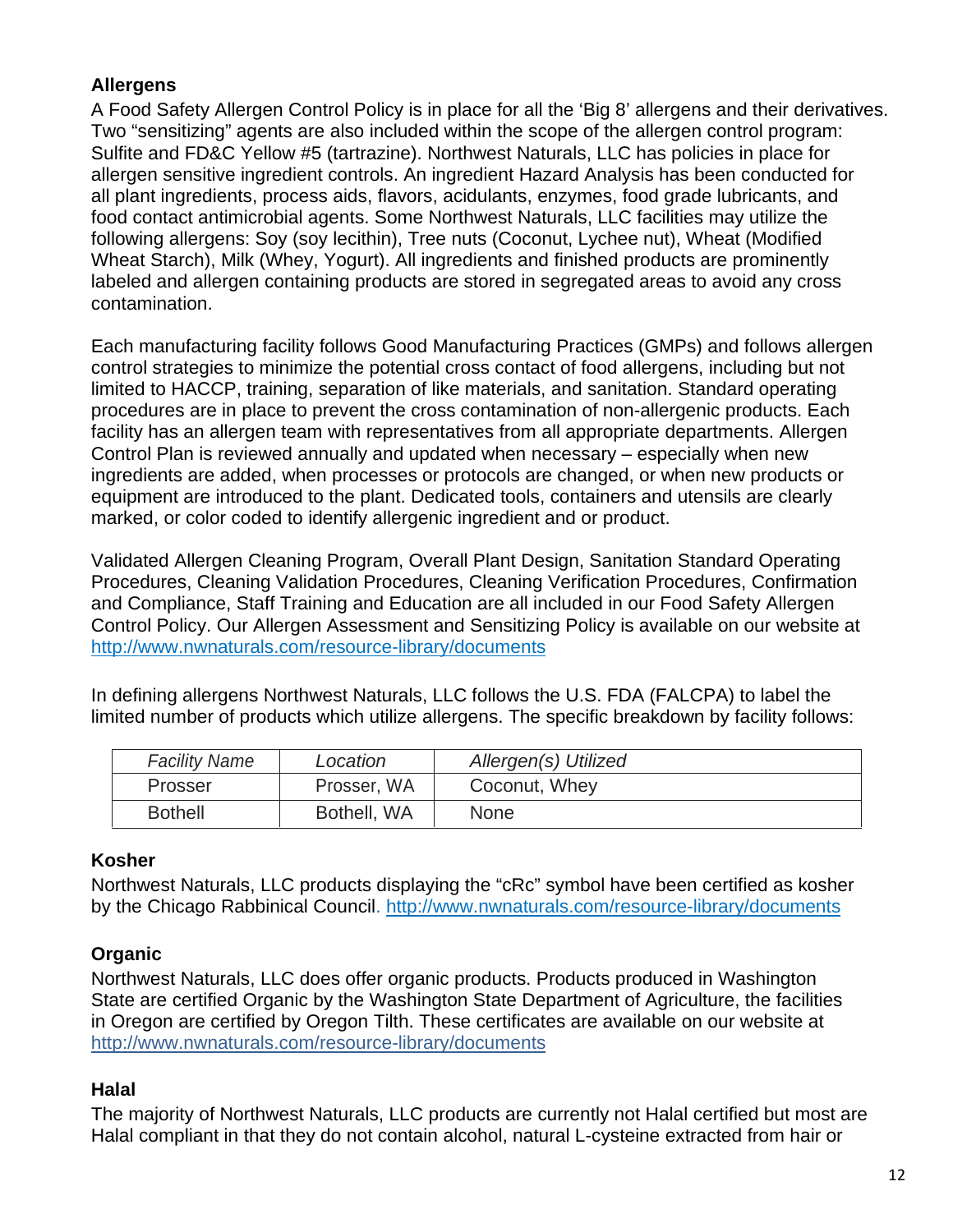### Allergens

A Food Safety Allergen Control Policy is in place for all the 'Big 8' allergens and their derivatives. Two "sensitizing" agents are also included within the scope of the allergen control program: Sulfite and FD&C Yellow #5 (tartrazine). Northwest Naturals, LLC has policies in place for allergen sensitive ingredient controls. An ingredient Hazard Analysis has been conducted for all plant ingredients, process aids, flavors, acidulants, enzymes, food grade lubricants, and food contact antimicrobial agents. Some Northwest Naturals, LLC facilities may utilize the following allergens: Soy (soy lecithin), Tree nuts (Coconut, Lychee nut), Wheat (Modified Wheat Starch), Milk (Whey, Yogurt). All ingredients and finished products are prominently labeled and allergen containing products are stored in segregated areas to avoid any cross contamination.

Each manufacturing facility follows Good Manufacturing Practices (GMPs) and follows allergen control strategies to minimize the potential cross contact of food allergens, including but not limited to HACCP, training, separation of like materials, and sanitation. Standard operating procedures are in place to prevent the cross contamination of non-allergenic products. Each facility has an allergen team with representatives from all appropriate departments. Allergen Control Plan is reviewed annually and updated when necessary – especially when new ingredients are added, when processes or protocols are changed, or when new products or equipment are introduced to the plant. Dedicated tools, containers and utensils are clearly marked, or color coded to identify allergenic ingredient and or product.

Validated Allergen Cleaning Program, Overall Plant Design, Sanitation Standard Operating Procedures, Cleaning Validation Procedures, Cleaning Verification Procedures, Confirmation and Compliance, Staff Training and Education are all included in our Food Safety Allergen Control Policy. Our Allergen Assessment and Sensitizing Policy is available on our website at http://www.nwnaturals.com/resource-library/documents

In defining allergens Northwest Naturals, LLC follows the U.S. FDA (FALCPA) to label the limited number of products which utilize allergens. The specific breakdown by facility follows:

| *Facility Name* | *Location* | *Allergen(s) Utilized* |
|---|---|---|
| Prosser | Prosser, WA | Coconut, Whey |
| Bothell | Bothell, WA | None |

### Kosher

Northwest Naturals, LLC products displaying the "cRc" symbol have been certified as kosher by the Chicago Rabbinical Council. http://www.nwnaturals.com/resource-library/documents

### Organic

Northwest Naturals, LLC does offer organic products. Products produced in Washington State are certified Organic by the Washington State Department of Agriculture, the facilities in Oregon are certified by Oregon Tilth. These certificates are available on our website at http://www.nwnaturals.com/resource-library/documents

### Halal

The majority of Northwest Naturals, LLC products are currently not Halal certified but most are Halal compliant in that they do not contain alcohol, natural L-cysteine extracted from hair or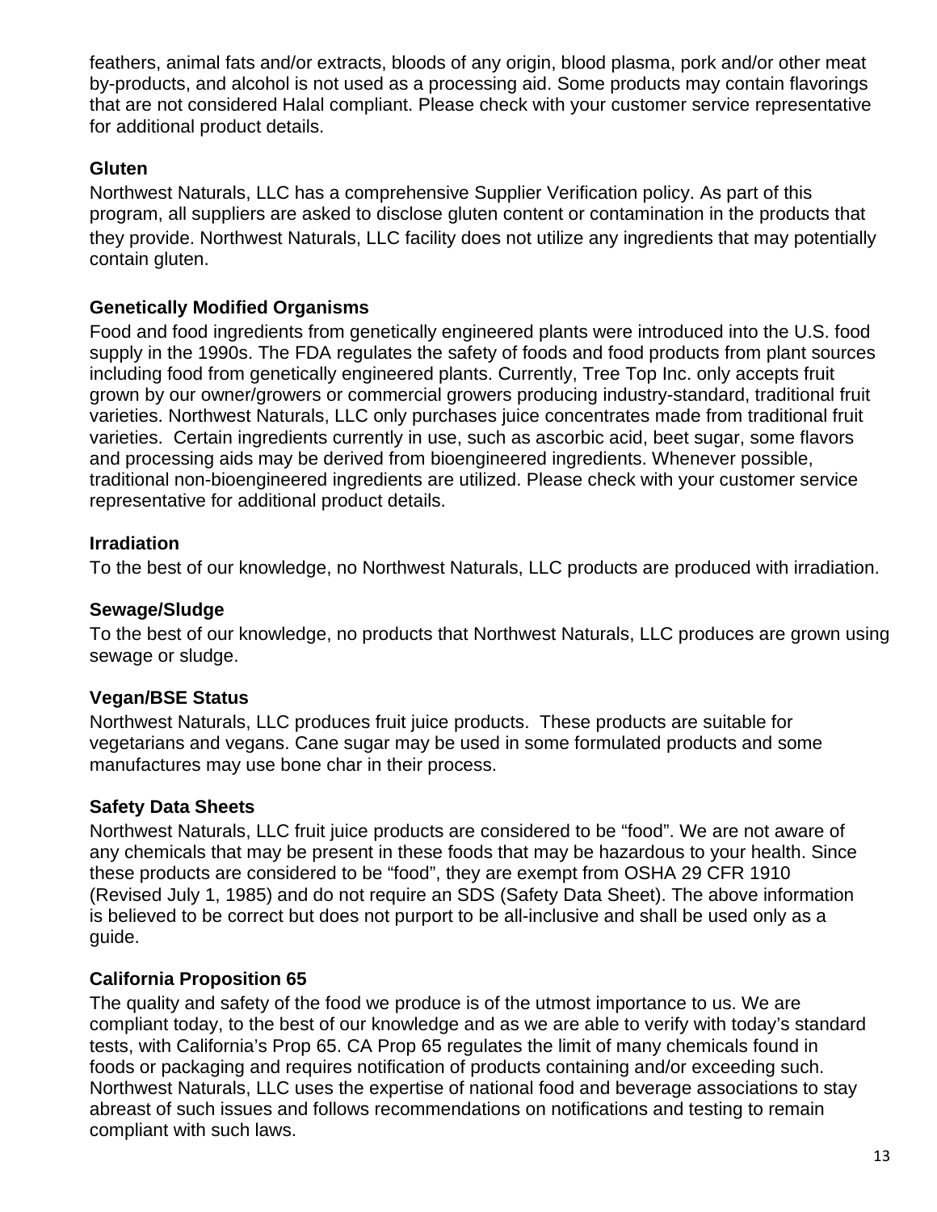feathers, animal fats and/or extracts, bloods of any origin, blood plasma, pork and/or other meat by-products, and alcohol is not used as a processing aid. Some products may contain flavorings that are not considered Halal compliant. Please check with your customer service representative for additional product details.

### Gluten

Northwest Naturals, LLC has a comprehensive Supplier Verification policy. As part of this program, all suppliers are asked to disclose gluten content or contamination in the products that they provide. Northwest Naturals, LLC facility does not utilize any ingredients that may potentially contain gluten.

### Genetically Modified Organisms

Food and food ingredients from genetically engineered plants were introduced into the U.S. food supply in the 1990s. The FDA regulates the safety of foods and food products from plant sources including food from genetically engineered plants. Currently, Tree Top Inc. only accepts fruit grown by our owner/growers or commercial growers producing industry-standard, traditional fruit varieties. Northwest Naturals, LLC only purchases juice concentrates made from traditional fruit varieties. Certain ingredients currently in use, such as ascorbic acid, beet sugar, some flavors and processing aids may be derived from bioengineered ingredients. Whenever possible, traditional non-bioengineered ingredients are utilized. Please check with your customer service representative for additional product details.

### Irradiation

To the best of our knowledge, no Northwest Naturals, LLC products are produced with irradiation.

### Sewage/Sludge

To the best of our knowledge, no products that Northwest Naturals, LLC produces are grown using sewage or sludge.

### Vegan/BSE Status

Northwest Naturals, LLC produces fruit juice products. These products are suitable for vegetarians and vegans. Cane sugar may be used in some formulated products and some manufactures may use bone char in their process.

### Safety Data Sheets

Northwest Naturals, LLC fruit juice products are considered to be "food". We are not aware of any chemicals that may be present in these foods that may be hazardous to your health. Since these products are considered to be "food", they are exempt from OSHA 29 CFR 1910 (Revised July 1, 1985) and do not require an SDS (Safety Data Sheet). The above information is believed to be correct but does not purport to be all-inclusive and shall be used only as a guide.

### California Proposition 65

The quality and safety of the food we produce is of the utmost importance to us. We are compliant today, to the best of our knowledge and as we are able to verify with today's standard tests, with California's Prop 65. CA Prop 65 regulates the limit of many chemicals found in foods or packaging and requires notification of products containing and/or exceeding such. Northwest Naturals, LLC uses the expertise of national food and beverage associations to stay abreast of such issues and follows recommendations on notifications and testing to remain compliant with such laws.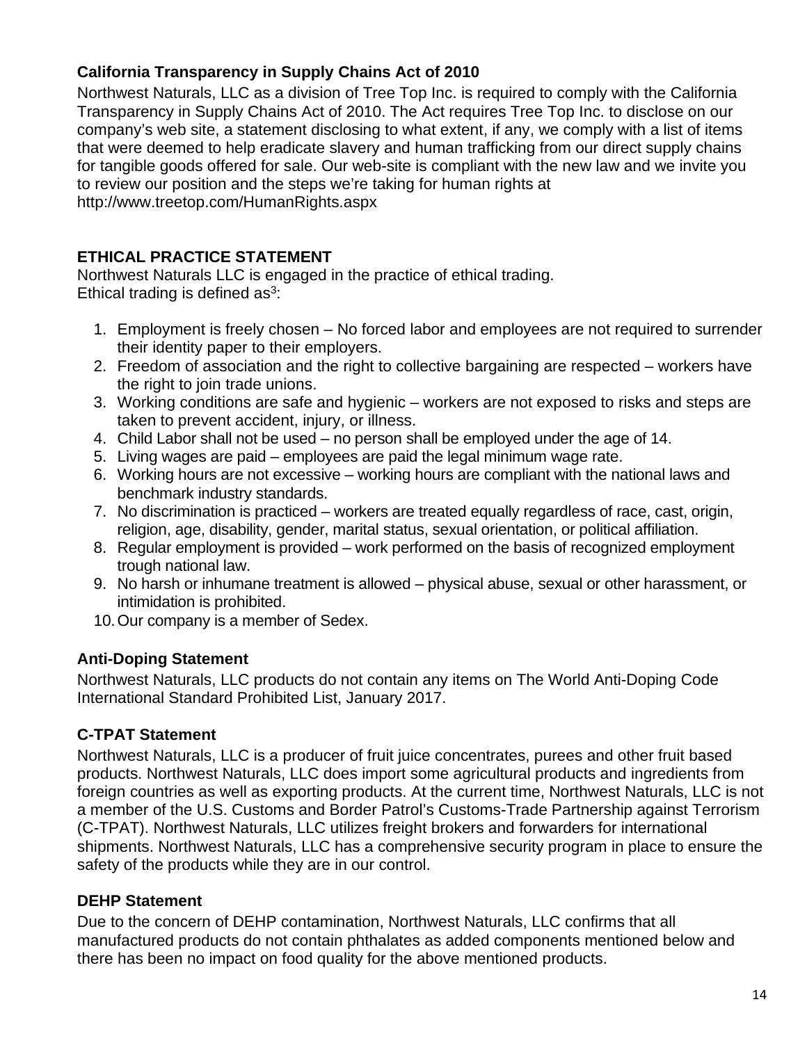### California Transparency in Supply Chains Act of 2010

Northwest Naturals, LLC as a division of Tree Top Inc. is required to comply with the California Transparency in Supply Chains Act of 2010. The Act requires Tree Top Inc. to disclose on our company's web site, a statement disclosing to what extent, if any, we comply with a list of items that were deemed to help eradicate slavery and human trafficking from our direct supply chains for tangible goods offered for sale. Our web-site is compliant with the new law and we invite you to review our position and the steps we're taking for human rights at http://www.treetop.com/HumanRights.aspx

### ETHICAL PRACTICE STATEMENT

Northwest Naturals LLC is engaged in the practice of ethical trading.
Ethical trading is defined as[3]:

1. Employment is freely chosen – No forced labor and employees are not required to surrender their identity paper to their employers.
2. Freedom of association and the right to collective bargaining are respected – workers have the right to join trade unions.
3. Working conditions are safe and hygienic – workers are not exposed to risks and steps are taken to prevent accident, injury, or illness.
4. Child Labor shall not be used – no person shall be employed under the age of 14.
5. Living wages are paid – employees are paid the legal minimum wage rate.
6. Working hours are not excessive – working hours are compliant with the national laws and benchmark industry standards.
7. No discrimination is practiced – workers are treated equally regardless of race, cast, origin, religion, age, disability, gender, marital status, sexual orientation, or political affiliation.
8. Regular employment is provided – work performed on the basis of recognized employment trough national law.
9. No harsh or inhumane treatment is allowed – physical abuse, sexual or other harassment, or intimidation is prohibited.
10. Our company is a member of Sedex.

### Anti-Doping Statement

Northwest Naturals, LLC products do not contain any items on The World Anti-Doping Code International Standard Prohibited List, January 2017.

### C-TPAT Statement

Northwest Naturals, LLC is a producer of fruit juice concentrates, purees and other fruit based products. Northwest Naturals, LLC does import some agricultural products and ingredients from foreign countries as well as exporting products. At the current time, Northwest Naturals, LLC is not a member of the U.S. Customs and Border Patrol's Customs-Trade Partnership against Terrorism (C-TPAT). Northwest Naturals, LLC utilizes freight brokers and forwarders for international shipments. Northwest Naturals, LLC has a comprehensive security program in place to ensure the safety of the products while they are in our control.

### DEHP Statement

Due to the concern of DEHP contamination, Northwest Naturals, LLC confirms that all manufactured products do not contain phthalates as added components mentioned below and there has been no impact on food quality for the above mentioned products.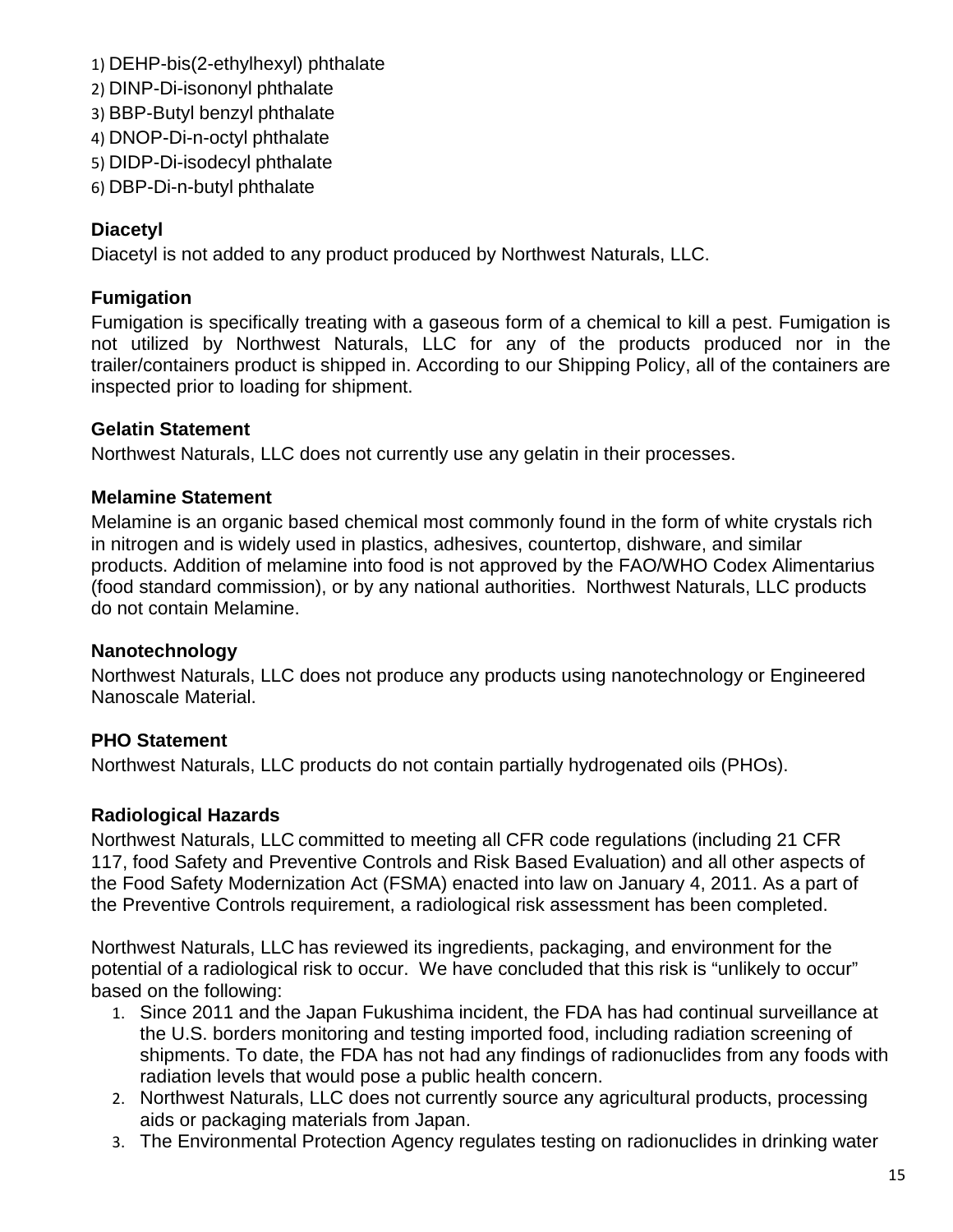1) DEHP-bis(2-ethylhexyl) phthalate
2) DINP-Di-isononyl phthalate
3) BBP-Butyl benzyl phthalate
4) DNOP-Di-n-octyl phthalate
5) DIDP-Di-isodecyl phthalate
6) DBP-Di-n-butyl phthalate

### Diacetyl

Diacetyl is not added to any product produced by Northwest Naturals, LLC.

### Fumigation

Fumigation is specifically treating with a gaseous form of a chemical to kill a pest. Fumigation is not utilized by Northwest Naturals, LLC for any of the products produced nor in the trailer/containers product is shipped in. According to our Shipping Policy, all of the containers are inspected prior to loading for shipment.

### Gelatin Statement

Northwest Naturals, LLC does not currently use any gelatin in their processes.

### Melamine Statement

Melamine is an organic based chemical most commonly found in the form of white crystals rich in nitrogen and is widely used in plastics, adhesives, countertop, dishware, and similar products. Addition of melamine into food is not approved by the FAO/WHO Codex Alimentarius (food standard commission), or by any national authorities. Northwest Naturals, LLC products do not contain Melamine.

### Nanotechnology

Northwest Naturals, LLC does not produce any products using nanotechnology or Engineered Nanoscale Material.

### PHO Statement

Northwest Naturals, LLC products do not contain partially hydrogenated oils (PHOs).

### Radiological Hazards

Northwest Naturals, LLC committed to meeting all CFR code regulations (including 21 CFR 117, food Safety and Preventive Controls and Risk Based Evaluation) and all other aspects of the Food Safety Modernization Act (FSMA) enacted into law on January 4, 2011. As a part of the Preventive Controls requirement, a radiological risk assessment has been completed.

Northwest Naturals, LLC has reviewed its ingredients, packaging, and environment for the potential of a radiological risk to occur. We have concluded that this risk is "unlikely to occur" based on the following:

1. Since 2011 and the Japan Fukushima incident, the FDA has had continual surveillance at the U.S. borders monitoring and testing imported food, including radiation screening of shipments. To date, the FDA has not had any findings of radionuclides from any foods with radiation levels that would pose a public health concern.
2. Northwest Naturals, LLC does not currently source any agricultural products, processing aids or packaging materials from Japan.
3. The Environmental Protection Agency regulates testing on radionuclides in drinking water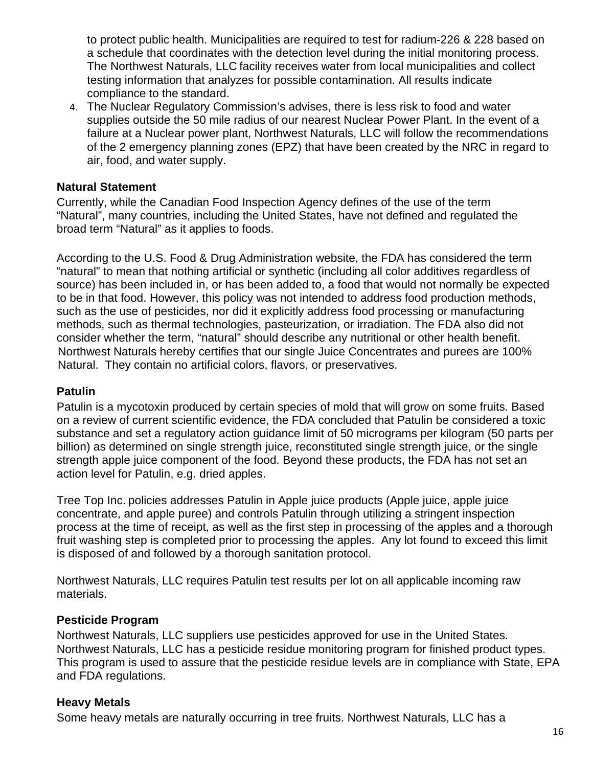to protect public health. Municipalities are required to test for radium-226 & 228 based on a schedule that coordinates with the detection level during the initial monitoring process. The Northwest Naturals, LLC facility receives water from local municipalities and collect testing information that analyzes for possible contamination. All results indicate compliance to the standard.

4. The Nuclear Regulatory Commission's advises, there is less risk to food and water supplies outside the 50 mile radius of our nearest Nuclear Power Plant. In the event of a failure at a Nuclear power plant, Northwest Naturals, LLC will follow the recommendations of the 2 emergency planning zones (EPZ) that have been created by the NRC in regard to air, food, and water supply.

### Natural Statement

Currently, while the Canadian Food Inspection Agency defines of the use of the term "Natural", many countries, including the United States, have not defined and regulated the broad term "Natural" as it applies to foods.

According to the U.S. Food & Drug Administration website, the FDA has considered the term "natural" to mean that nothing artificial or synthetic (including all color additives regardless of source) has been included in, or has been added to, a food that would not normally be expected to be in that food. However, this policy was not intended to address food production methods, such as the use of pesticides, nor did it explicitly address food processing or manufacturing methods, such as thermal technologies, pasteurization, or irradiation. The FDA also did not consider whether the term, "natural" should describe any nutritional or other health benefit. Northwest Naturals hereby certifies that our single Juice Concentrates and purees are 100% Natural. They contain no artificial colors, flavors, or preservatives.

### Patulin

Patulin is a mycotoxin produced by certain species of mold that will grow on some fruits. Based on a review of current scientific evidence, the FDA concluded that Patulin be considered a toxic substance and set a regulatory action guidance limit of 50 micrograms per kilogram (50 parts per billion) as determined on single strength juice, reconstituted single strength juice, or the single strength apple juice component of the food. Beyond these products, the FDA has not set an action level for Patulin, e.g. dried apples.

Tree Top Inc. policies addresses Patulin in Apple juice products (Apple juice, apple juice concentrate, and apple puree) and controls Patulin through utilizing a stringent inspection process at the time of receipt, as well as the first step in processing of the apples and a thorough fruit washing step is completed prior to processing the apples. Any lot found to exceed this limit is disposed of and followed by a thorough sanitation protocol.

Northwest Naturals, LLC requires Patulin test results per lot on all applicable incoming raw materials.

### Pesticide Program

Northwest Naturals, LLC suppliers use pesticides approved for use in the United States. Northwest Naturals, LLC has a pesticide residue monitoring program for finished product types. This program is used to assure that the pesticide residue levels are in compliance with State, EPA and FDA regulations.

### Heavy Metals

Some heavy metals are naturally occurring in tree fruits. Northwest Naturals, LLC has a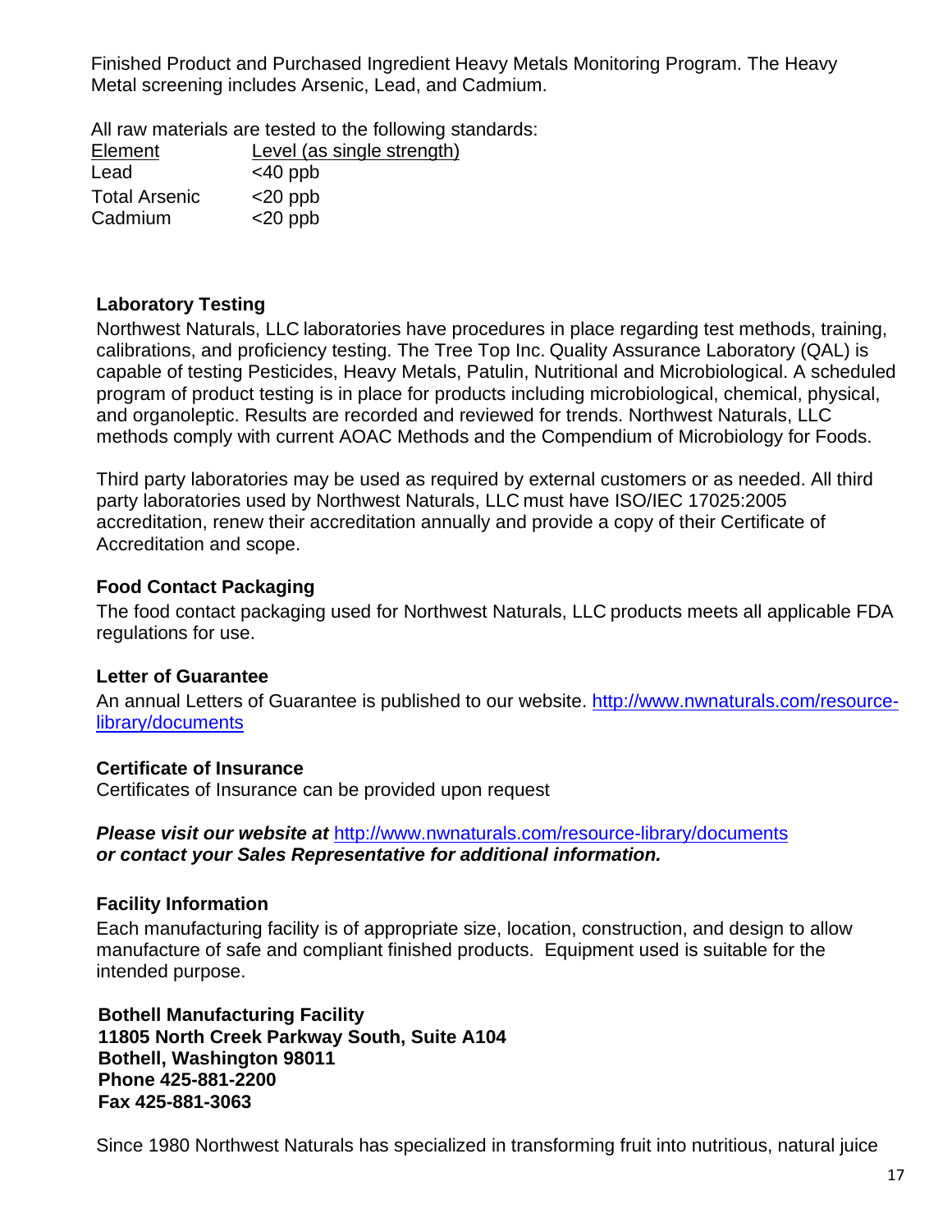Finished Product and Purchased Ingredient Heavy Metals Monitoring Program. The Heavy Metal screening includes Arsenic, Lead, and Cadmium.

All raw materials are tested to the following standards:

| Element | Level (as single strength) |
| --- | --- |
| Lead | <40 ppb |
| Total Arsenic | <20 ppb |
| Cadmium | <20 ppb |

**Laboratory Testing**

Northwest Naturals, LLC laboratories have procedures in place regarding test methods, training, calibrations, and proficiency testing. The Tree Top Inc. Quality Assurance Laboratory (QAL) is capable of testing Pesticides, Heavy Metals, Patulin, Nutritional and Microbiological. A scheduled program of product testing is in place for products including microbiological, chemical, physical, and organoleptic. Results are recorded and reviewed for trends. Northwest Naturals, LLC methods comply with current AOAC Methods and the Compendium of Microbiology for Foods.

Third party laboratories may be used as required by external customers or as needed. All third party laboratories used by Northwest Naturals, LLC must have ISO/IEC 17025:2005 accreditation, renew their accreditation annually and provide a copy of their Certificate of Accreditation and scope.

**Food Contact Packaging**

The food contact packaging used for Northwest Naturals, LLC products meets all applicable FDA regulations for use.

**Letter of Guarantee**

An annual Letters of Guarantee is published to our website. http://www.nwnaturals.com/resource-library/documents

**Certificate of Insurance**

Certificates of Insurance can be provided upon request

***Please visit our website at*** http://www.nwnaturals.com/resource-library/documents
***or contact your Sales Representative for additional information.***

**Facility Information**

Each manufacturing facility is of appropriate size, location, construction, and design to allow manufacture of safe and compliant finished products. Equipment used is suitable for the intended purpose.

**Bothell Manufacturing Facility**
**11805 North Creek Parkway South, Suite A104**
**Bothell, Washington 98011**
**Phone 425-881-2200**
**Fax 425-881-3063**

Since 1980 Northwest Naturals has specialized in transforming fruit into nutritious, natural juice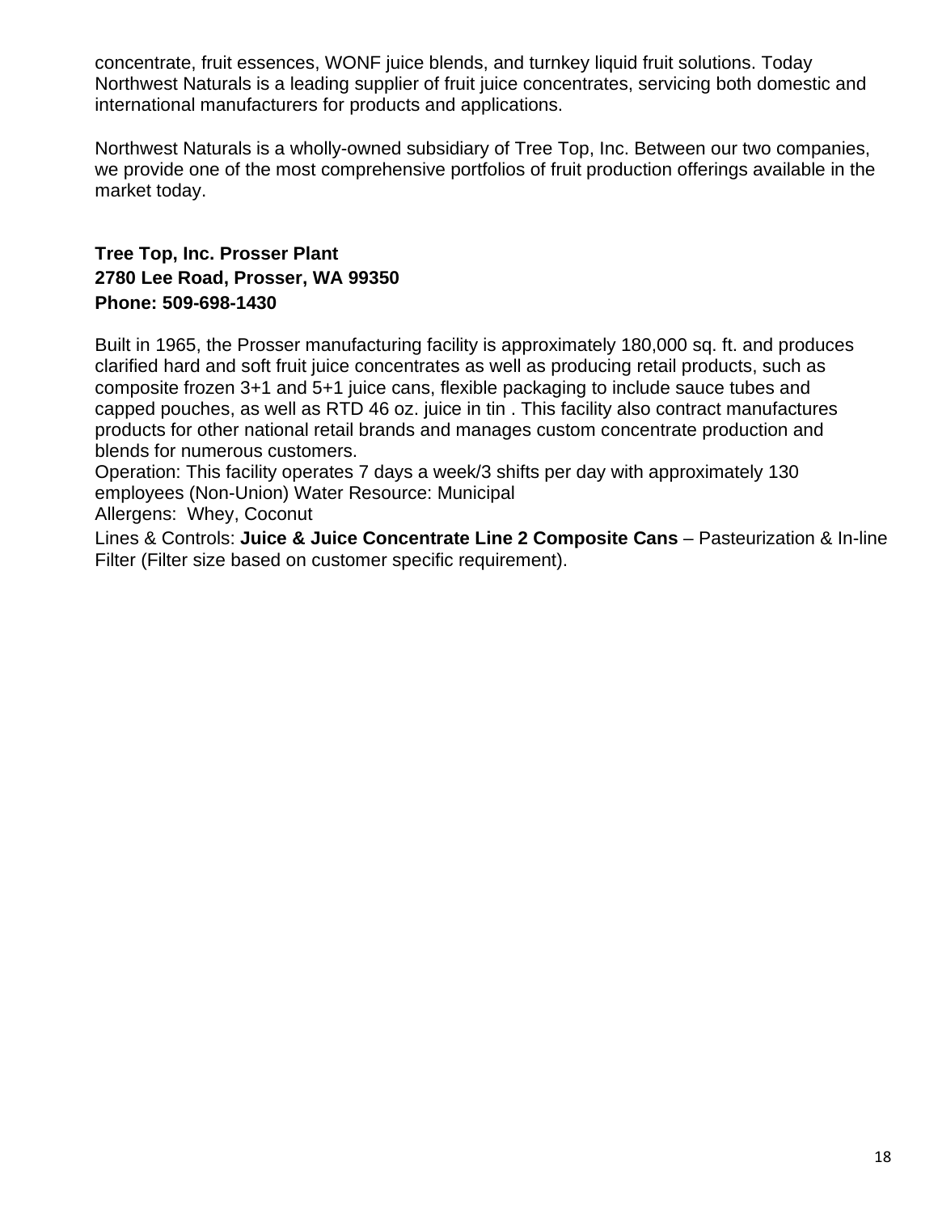concentrate, fruit essences, WONF juice blends, and turnkey liquid fruit solutions. Today Northwest Naturals is a leading supplier of fruit juice concentrates, servicing both domestic and international manufacturers for products and applications.

Northwest Naturals is a wholly-owned subsidiary of Tree Top, Inc. Between our two companies, we provide one of the most comprehensive portfolios of fruit production offerings available in the market today.

**Tree Top, Inc. Prosser Plant**
**2780 Lee Road, Prosser, WA 99350**
**Phone: 509-698-1430**

Built in 1965, the Prosser manufacturing facility is approximately 180,000 sq. ft. and produces clarified hard and soft fruit juice concentrates as well as producing retail products, such as composite frozen 3+1 and 5+1 juice cans, flexible packaging to include sauce tubes and capped pouches, as well as RTD 46 oz. juice in tin . This facility also contract manufactures products for other national retail brands and manages custom concentrate production and blends for numerous customers.
Operation: This facility operates 7 days a week/3 shifts per day with approximately 130 employees (Non-Union) Water Resource: Municipal
Allergens: Whey, Coconut
Lines & Controls: **Juice & Juice Concentrate Line 2 Composite Cans** – Pasteurization & In-line Filter (Filter size based on customer specific requirement).